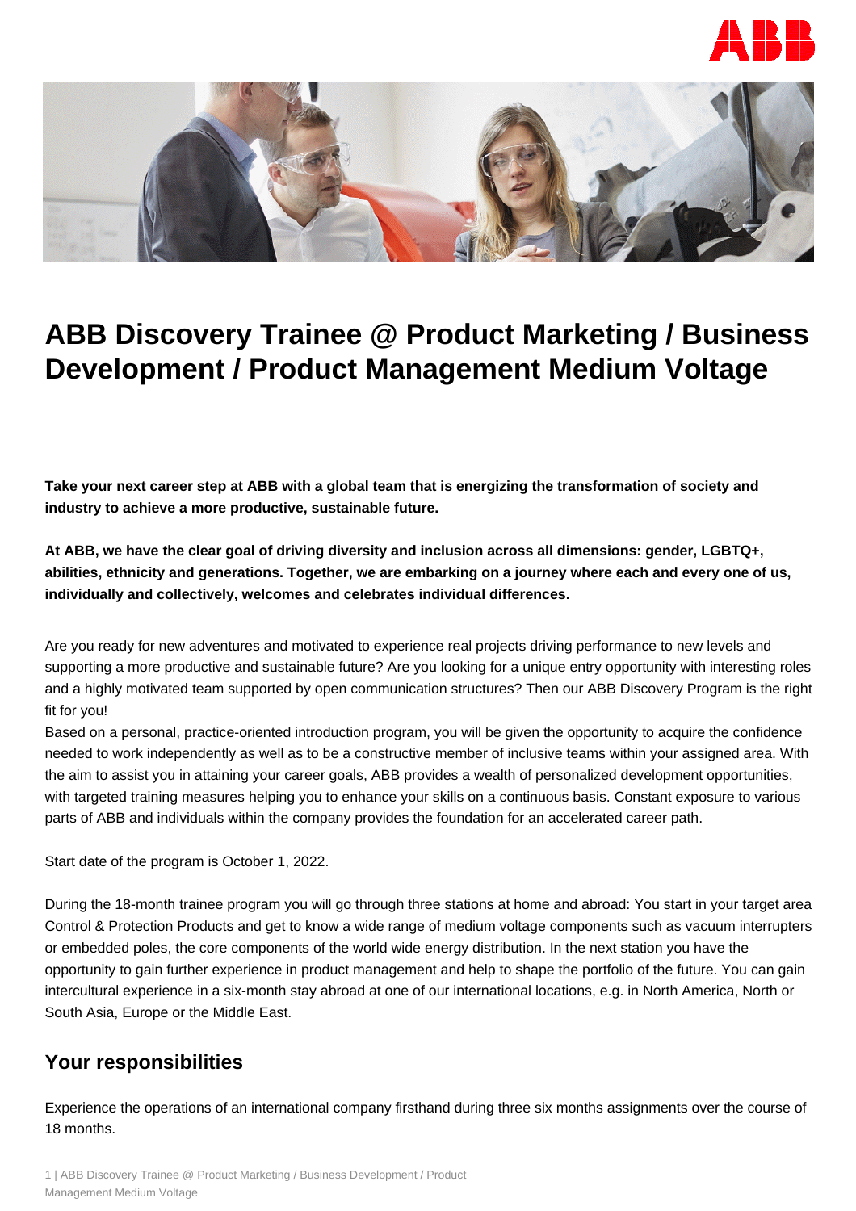# ABB Discovery Trainee @ Product Marketing / Business Development / Product Management Medium Voltage

**Take your next career step at ABB with a global team that is energizing the transformation of society and industry to achieve a more productive, sustainable future.**

**At ABB, we have the clear goal of driving diversity and inclusion across all dimensions: gender, LGBTQ+, abilities, ethnicity and generations. Together, we are embarking on a journey where each and every one of us, individually and collectively, welcomes and celebrates individual differences.**

Are you ready for new adventures and motivated to experience real projects driving performance to new levels and supporting a more productive and sustainable future? Are you looking for a unique entry opportunity with interesting roles and a highly motivated team supported by open communication structures? Then our ABB Discovery Program is the right fit for you!
Based on a personal, practice-oriented introduction program, you will be given the opportunity to acquire the confidence needed to work independently as well as to be a constructive member of inclusive teams within your assigned area. With the aim to assist you in attaining your career goals, ABB provides a wealth of personalized development opportunities, with targeted training measures helping you to enhance your skills on a continuous basis. Constant exposure to various parts of ABB and individuals within the company provides the foundation for an accelerated career path.

Start date of the program is October 1, 2022.

During the 18-month trainee program you will go through three stations at home and abroad: You start in your target area Control & Protection Products and get to know a wide range of medium voltage components such as vacuum interrupters or embedded poles, the core components of the world wide energy distribution. In the next station you have the opportunity to gain further experience in product management and help to shape the portfolio of the future. You can gain intercultural experience in a six-month stay abroad at one of our international locations, e.g. in North America, North or South Asia, Europe or the Middle East.

## Your responsibilities

Experience the operations of an international company firsthand during three six months assignments over the course of 18 months.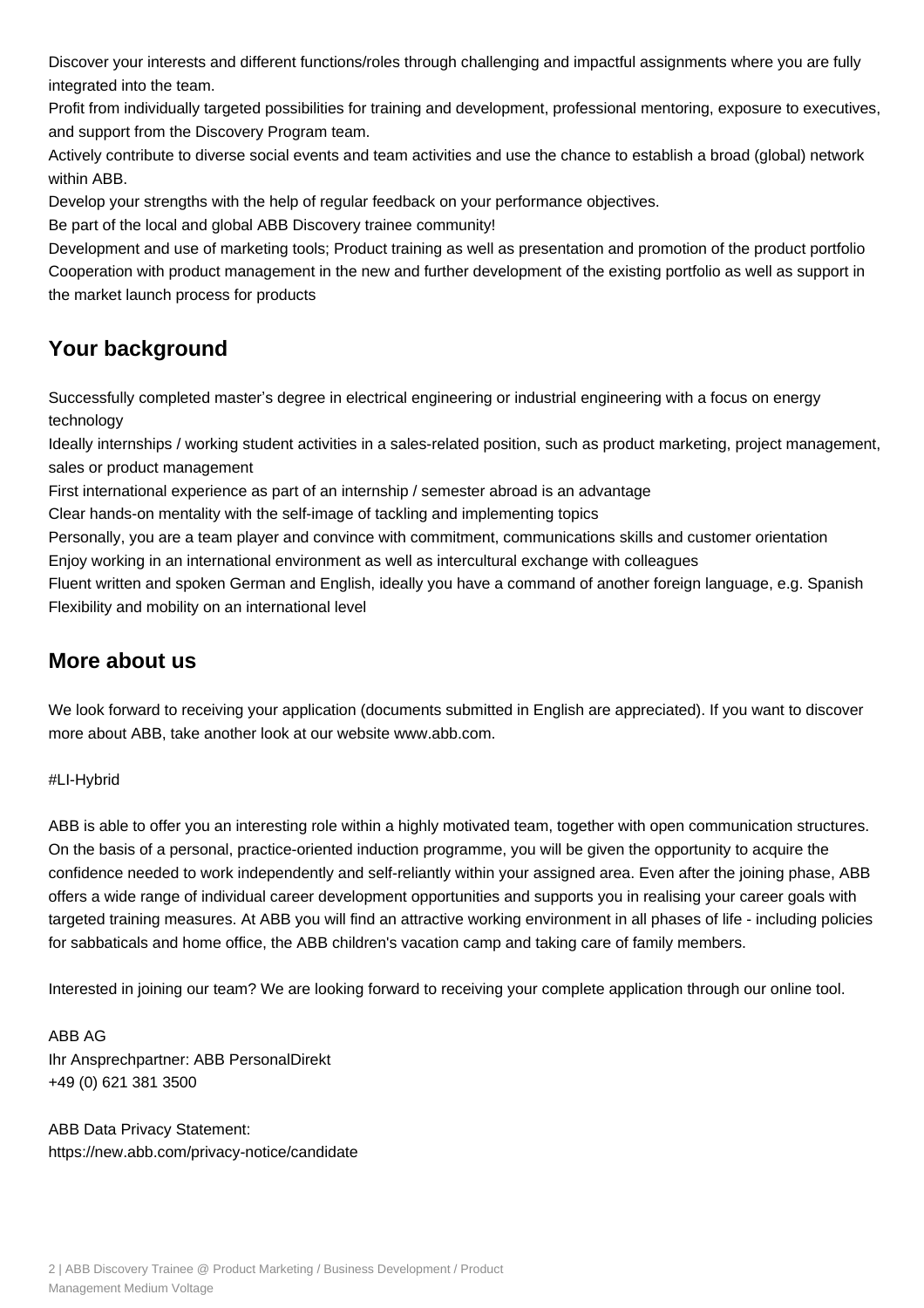Discover your interests and different functions/roles through challenging and impactful assignments where you are fully integrated into the team.

Profit from individually targeted possibilities for training and development, professional mentoring, exposure to executives, and support from the Discovery Program team.

Actively contribute to diverse social events and team activities and use the chance to establish a broad (global) network within ABB.

Develop your strengths with the help of regular feedback on your performance objectives.

Be part of the local and global ABB Discovery trainee community!

Development and use of marketing tools; Product training as well as presentation and promotion of the product portfolio

Cooperation with product management in the new and further development of the existing portfolio as well as support in the market launch process for products

## Your background

Successfully completed master's degree in electrical engineering or industrial engineering with a focus on energy technology

Ideally internships / working student activities in a sales-related position, such as product marketing, project management, sales or product management

First international experience as part of an internship / semester abroad is an advantage

Clear hands-on mentality with the self-image of tackling and implementing topics

Personally, you are a team player and convince with commitment, communications skills and customer orientation

Enjoy working in an international environment as well as intercultural exchange with colleagues

Fluent written and spoken German and English, ideally you have a command of another foreign language, e.g. Spanish

Flexibility and mobility on an international level

## More about us

We look forward to receiving your application (documents submitted in English are appreciated). If you want to discover more about ABB, take another look at our website www.abb.com.

#LI-Hybrid

ABB is able to offer you an interesting role within a highly motivated team, together with open communication structures. On the basis of a personal, practice-oriented induction programme, you will be given the opportunity to acquire the confidence needed to work independently and self-reliantly within your assigned area. Even after the joining phase, ABB offers a wide range of individual career development opportunities and supports you in realising your career goals with targeted training measures. At ABB you will find an attractive working environment in all phases of life - including policies for sabbaticals and home office, the ABB children's vacation camp and taking care of family members.

Interested in joining our team? We are looking forward to receiving your complete application through our online tool.

ABB AG
Ihr Ansprechpartner: ABB PersonalDirekt
+49 (0) 621 381 3500

ABB Data Privacy Statement:
https://new.abb.com/privacy-notice/candidate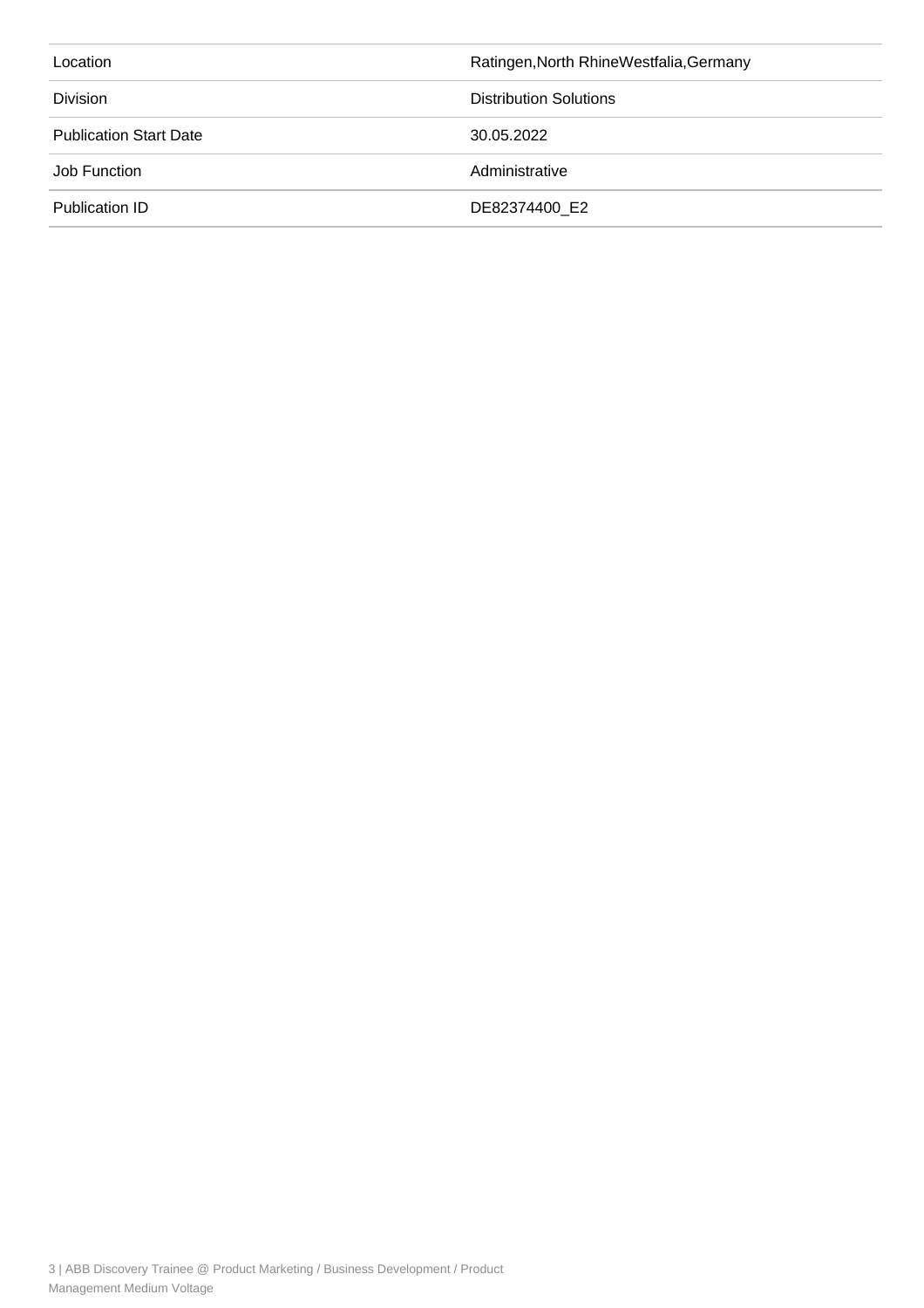| | |
|---|---|
| Location | Ratingen,North RhineWestfalia,Germany |
| Division | Distribution Solutions |
| Publication Start Date | 30.05.2022 |
| Job Function | Administrative |
| Publication ID | DE82374400_E2 |